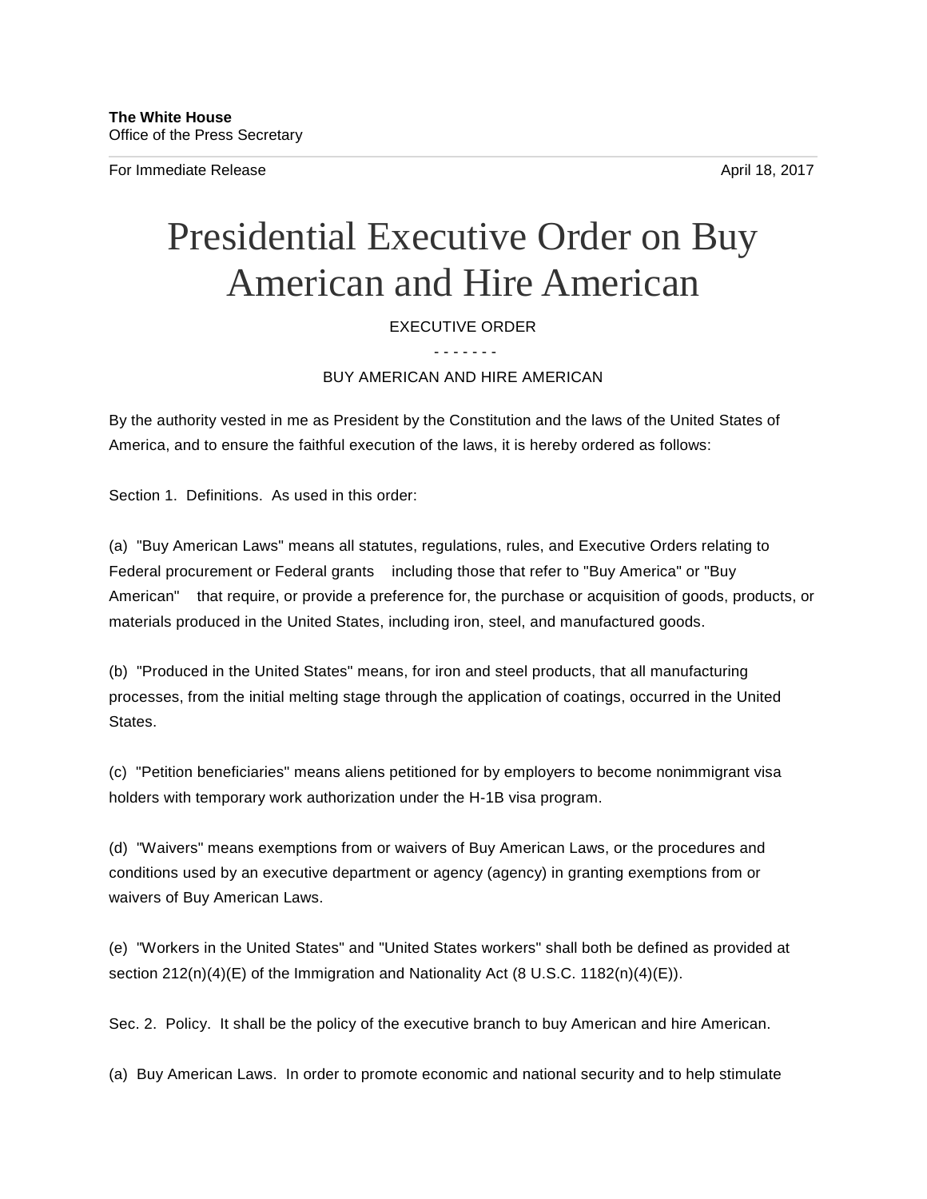**The White House**
Office of the Press Secretary

For Immediate Release April 18, 2017

# Presidential Executive Order on Buy American and Hire American

EXECUTIVE ORDER

\- - - - - - -

BUY AMERICAN AND HIRE AMERICAN

By the authority vested in me as President by the Constitution and the laws of the United States of America, and to ensure the faithful execution of the laws, it is hereby ordered as follows:

Section 1. Definitions. As used in this order:

(a) "Buy American Laws" means all statutes, regulations, rules, and Executive Orders relating to Federal procurement or Federal grants including those that refer to "Buy America" or "Buy American" that require, or provide a preference for, the purchase or acquisition of goods, products, or materials produced in the United States, including iron, steel, and manufactured goods.

(b) "Produced in the United States" means, for iron and steel products, that all manufacturing processes, from the initial melting stage through the application of coatings, occurred in the United States.

(c) "Petition beneficiaries" means aliens petitioned for by employers to become nonimmigrant visa holders with temporary work authorization under the H-1B visa program.

(d) "Waivers" means exemptions from or waivers of Buy American Laws, or the procedures and conditions used by an executive department or agency (agency) in granting exemptions from or waivers of Buy American Laws.

(e) "Workers in the United States" and "United States workers" shall both be defined as provided at section 212(n)(4)(E) of the Immigration and Nationality Act (8 U.S.C. 1182(n)(4)(E)).

Sec. 2. Policy. It shall be the policy of the executive branch to buy American and hire American.

(a) Buy American Laws. In order to promote economic and national security and to help stimulate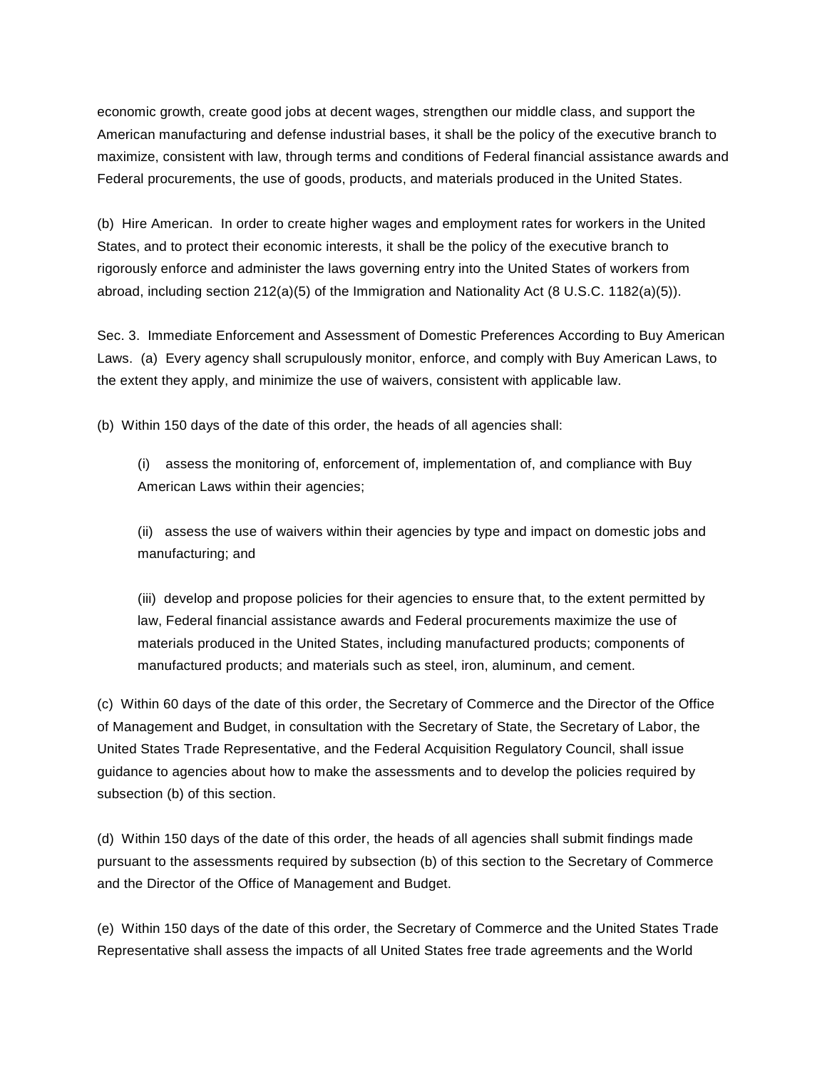economic growth, create good jobs at decent wages, strengthen our middle class, and support the American manufacturing and defense industrial bases, it shall be the policy of the executive branch to maximize, consistent with law, through terms and conditions of Federal financial assistance awards and Federal procurements, the use of goods, products, and materials produced in the United States.

(b) Hire American. In order to create higher wages and employment rates for workers in the United States, and to protect their economic interests, it shall be the policy of the executive branch to rigorously enforce and administer the laws governing entry into the United States of workers from abroad, including section 212(a)(5) of the Immigration and Nationality Act (8 U.S.C. 1182(a)(5)).

Sec. 3. Immediate Enforcement and Assessment of Domestic Preferences According to Buy American Laws. (a) Every agency shall scrupulously monitor, enforce, and comply with Buy American Laws, to the extent they apply, and minimize the use of waivers, consistent with applicable law.

(b) Within 150 days of the date of this order, the heads of all agencies shall:

> (i) assess the monitoring of, enforcement of, implementation of, and compliance with Buy American Laws within their agencies;
>
> (ii) assess the use of waivers within their agencies by type and impact on domestic jobs and manufacturing; and
>
> (iii) develop and propose policies for their agencies to ensure that, to the extent permitted by law, Federal financial assistance awards and Federal procurements maximize the use of materials produced in the United States, including manufactured products; components of manufactured products; and materials such as steel, iron, aluminum, and cement.

(c) Within 60 days of the date of this order, the Secretary of Commerce and the Director of the Office of Management and Budget, in consultation with the Secretary of State, the Secretary of Labor, the United States Trade Representative, and the Federal Acquisition Regulatory Council, shall issue guidance to agencies about how to make the assessments and to develop the policies required by subsection (b) of this section.

(d) Within 150 days of the date of this order, the heads of all agencies shall submit findings made pursuant to the assessments required by subsection (b) of this section to the Secretary of Commerce and the Director of the Office of Management and Budget.

(e) Within 150 days of the date of this order, the Secretary of Commerce and the United States Trade Representative shall assess the impacts of all United States free trade agreements and the World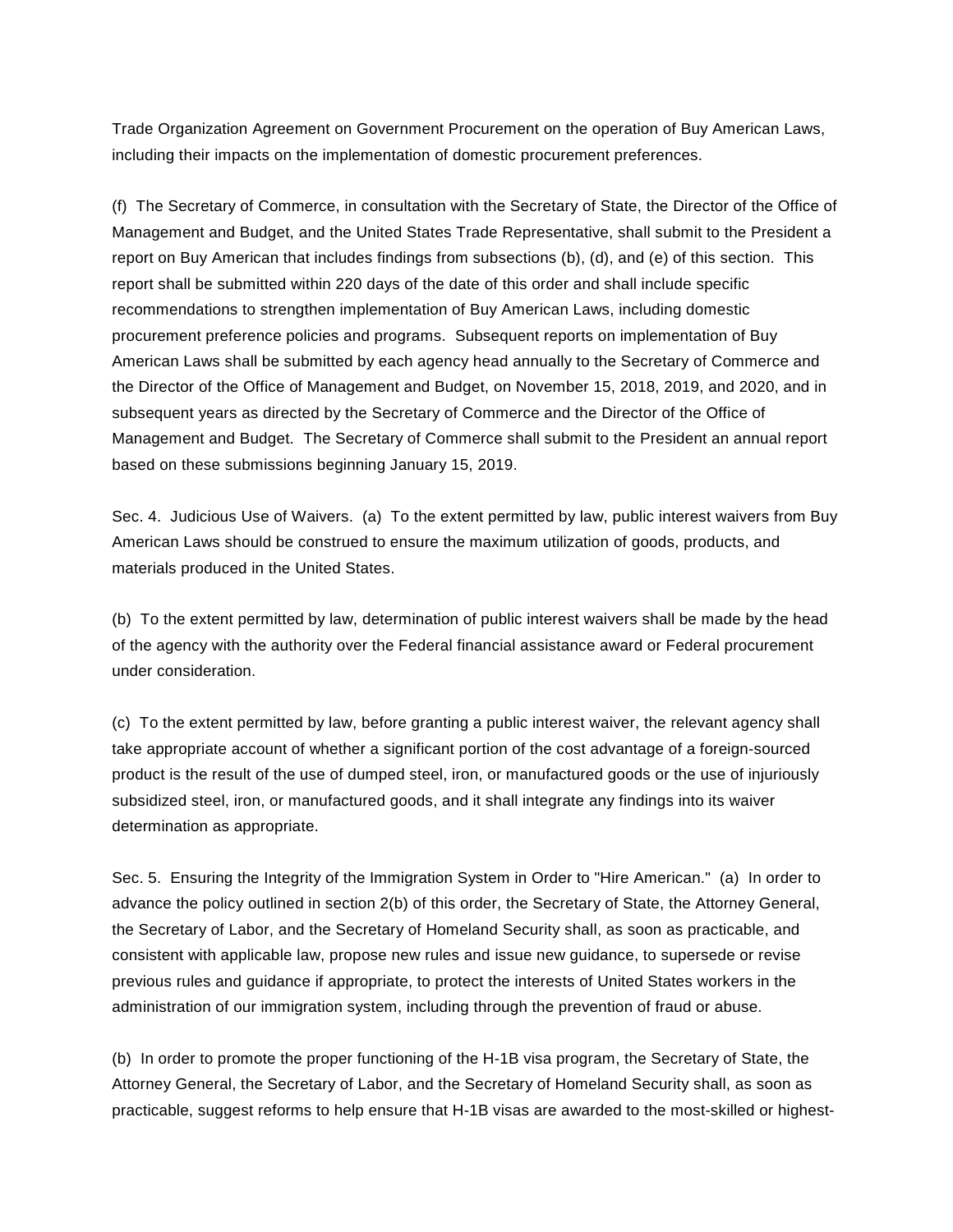Trade Organization Agreement on Government Procurement on the operation of Buy American Laws, including their impacts on the implementation of domestic procurement preferences.

(f) The Secretary of Commerce, in consultation with the Secretary of State, the Director of the Office of Management and Budget, and the United States Trade Representative, shall submit to the President a report on Buy American that includes findings from subsections (b), (d), and (e) of this section. This report shall be submitted within 220 days of the date of this order and shall include specific recommendations to strengthen implementation of Buy American Laws, including domestic procurement preference policies and programs. Subsequent reports on implementation of Buy American Laws shall be submitted by each agency head annually to the Secretary of Commerce and the Director of the Office of Management and Budget, on November 15, 2018, 2019, and 2020, and in subsequent years as directed by the Secretary of Commerce and the Director of the Office of Management and Budget. The Secretary of Commerce shall submit to the President an annual report based on these submissions beginning January 15, 2019.

Sec. 4. Judicious Use of Waivers. (a) To the extent permitted by law, public interest waivers from Buy American Laws should be construed to ensure the maximum utilization of goods, products, and materials produced in the United States.

(b) To the extent permitted by law, determination of public interest waivers shall be made by the head of the agency with the authority over the Federal financial assistance award or Federal procurement under consideration.

(c) To the extent permitted by law, before granting a public interest waiver, the relevant agency shall take appropriate account of whether a significant portion of the cost advantage of a foreign-sourced product is the result of the use of dumped steel, iron, or manufactured goods or the use of injuriously subsidized steel, iron, or manufactured goods, and it shall integrate any findings into its waiver determination as appropriate.

Sec. 5. Ensuring the Integrity of the Immigration System in Order to "Hire American." (a) In order to advance the policy outlined in section 2(b) of this order, the Secretary of State, the Attorney General, the Secretary of Labor, and the Secretary of Homeland Security shall, as soon as practicable, and consistent with applicable law, propose new rules and issue new guidance, to supersede or revise previous rules and guidance if appropriate, to protect the interests of United States workers in the administration of our immigration system, including through the prevention of fraud or abuse.

(b) In order to promote the proper functioning of the H-1B visa program, the Secretary of State, the Attorney General, the Secretary of Labor, and the Secretary of Homeland Security shall, as soon as practicable, suggest reforms to help ensure that H-1B visas are awarded to the most-skilled or highest-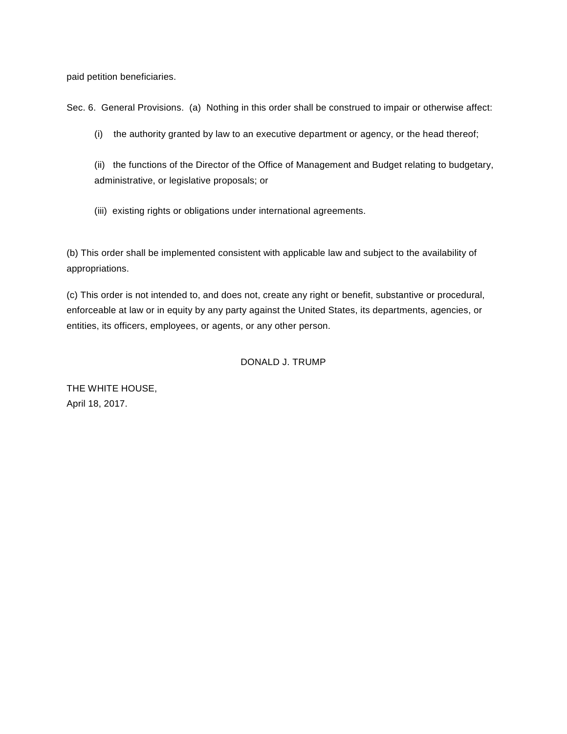paid petition beneficiaries.

Sec. 6. General Provisions. (a) Nothing in this order shall be construed to impair or otherwise affect:

(i) the authority granted by law to an executive department or agency, or the head thereof;

(ii) the functions of the Director of the Office of Management and Budget relating to budgetary, administrative, or legislative proposals; or

(iii) existing rights or obligations under international agreements.

(b) This order shall be implemented consistent with applicable law and subject to the availability of appropriations.

(c) This order is not intended to, and does not, create any right or benefit, substantive or procedural, enforceable at law or in equity by any party against the United States, its departments, agencies, or entities, its officers, employees, or agents, or any other person.

DONALD J. TRUMP

THE WHITE HOUSE,
April 18, 2017.